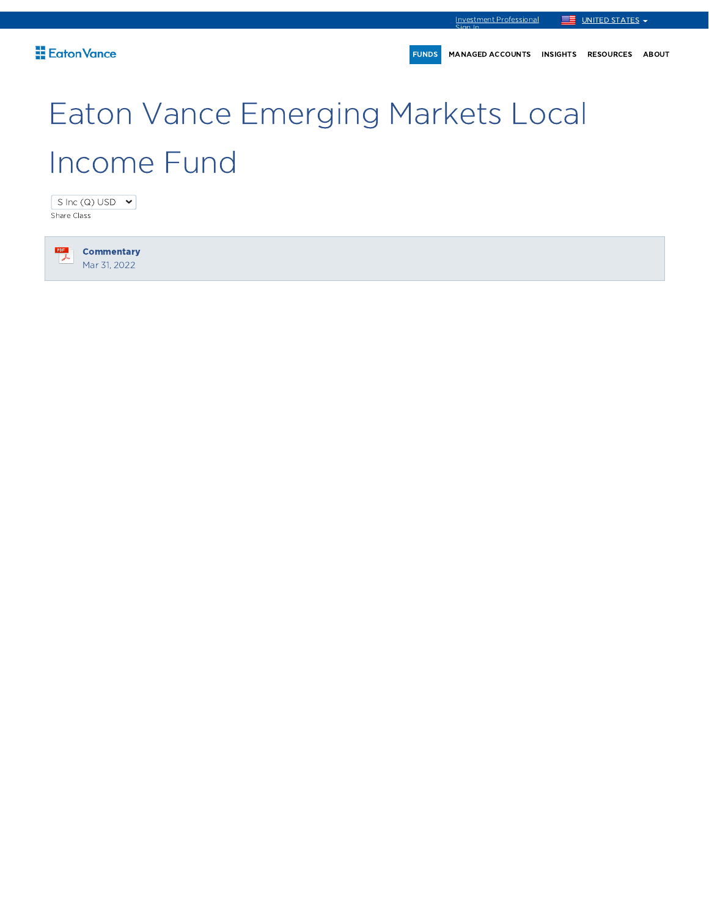Investment Professional Sign In

UNITED STATES

Eaton Vance

FUNDS MANAGED ACCOUNTS INSIGHTS RESOURCES ABOUT

# Eaton Vance Emerging Markets Local Income Fund

S Inc (Q) USD

Share Class

**Commentary**
Mar 31, 2022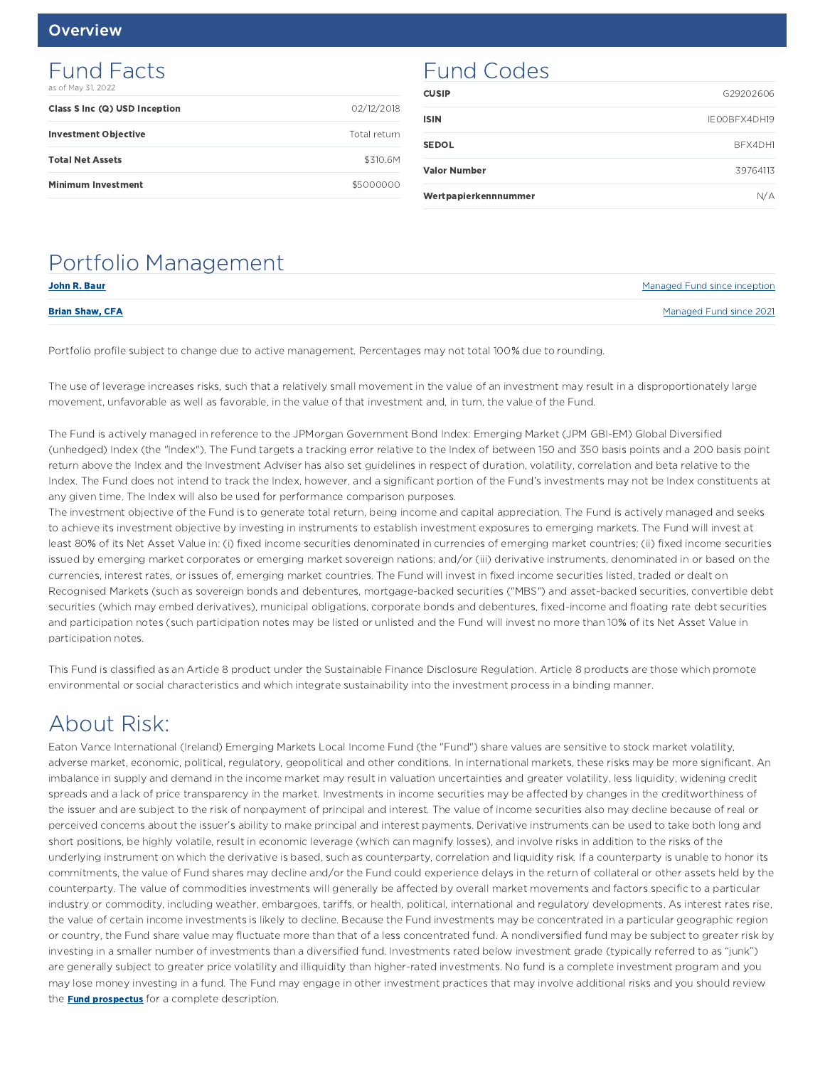## Overview

## Fund Facts

as of May 31, 2022

| | |
|---|---|
| **Class S Inc (Q) USD Inception** | 02/12/2018 |
| **Investment Objective** | Total return |
| **Total Net Assets** | $310.6M |
| **Minimum Investment** | $5000000 |

## Fund Codes

| | |
|---|---|
| **CUSIP** | G29202606 |
| **ISIN** | IE00BFX4DH19 |
| **SEDOL** | BFX4DH1 |
| **Valor Number** | 39764113 |
| **Wertpapierkennnummer** | N/A |

## Portfolio Management

| | |
|---|---|
| **John R. Baur** | Managed Fund since inception |
| **Brian Shaw, CFA** | Managed Fund since 2021 |

Portfolio profile subject to change due to active management. Percentages may not total 100% due to rounding.

The use of leverage increases risks, such that a relatively small movement in the value of an investment may result in a disproportionately large movement, unfavorable as well as favorable, in the value of that investment and, in turn, the value of the Fund.

The Fund is actively managed in reference to the JPMorgan Government Bond Index: Emerging Market (JPM GBI-EM) Global Diversified (unhedged) Index (the "Index"). The Fund targets a tracking error relative to the Index of between 150 and 350 basis points and a 200 basis point return above the Index and the Investment Adviser has also set guidelines in respect of duration, volatility, correlation and beta relative to the Index. The Fund does not intend to track the Index, however, and a significant portion of the Fund's investments may not be Index constituents at any given time. The Index will also be used for performance comparison purposes.
The investment objective of the Fund is to generate total return, being income and capital appreciation. The Fund is actively managed and seeks to achieve its investment objective by investing in instruments to establish investment exposures to emerging markets. The Fund will invest at least 80% of its Net Asset Value in: (i) fixed income securities denominated in currencies of emerging market countries; (ii) fixed income securities issued by emerging market corporates or emerging market sovereign nations; and/or (iii) derivative instruments, denominated in or based on the currencies, interest rates, or issues of, emerging market countries. The Fund will invest in fixed income securities listed, traded or dealt on Recognised Markets (such as sovereign bonds and debentures, mortgage-backed securities ("MBS") and asset-backed securities, convertible debt securities (which may embed derivatives), municipal obligations, corporate bonds and debentures, fixed-income and floating rate debt securities and participation notes (such participation notes may be listed or unlisted and the Fund will invest no more than 10% of its Net Asset Value in participation notes.

This Fund is classified as an Article 8 product under the Sustainable Finance Disclosure Regulation. Article 8 products are those which promote environmental or social characteristics and which integrate sustainability into the investment process in a binding manner.

## About Risk:

Eaton Vance International (Ireland) Emerging Markets Local Income Fund (the "Fund") share values are sensitive to stock market volatility, adverse market, economic, political, regulatory, geopolitical and other conditions. In international markets, these risks may be more significant. An imbalance in supply and demand in the income market may result in valuation uncertainties and greater volatility, less liquidity, widening credit spreads and a lack of price transparency in the market. Investments in income securities may be affected by changes in the creditworthiness of the issuer and are subject to the risk of nonpayment of principal and interest. The value of income securities also may decline because of real or perceived concerns about the issuer's ability to make principal and interest payments. Derivative instruments can be used to take both long and short positions, be highly volatile, result in economic leverage (which can magnify losses), and involve risks in addition to the risks of the underlying instrument on which the derivative is based, such as counterparty, correlation and liquidity risk. If a counterparty is unable to honor its commitments, the value of Fund shares may decline and/or the Fund could experience delays in the return of collateral or other assets held by the counterparty. The value of commodities investments will generally be affected by overall market movements and factors specific to a particular industry or commodity, including weather, embargoes, tariffs, or health, political, international and regulatory developments. As interest rates rise, the value of certain income investments is likely to decline. Because the Fund investments may be concentrated in a particular geographic region or country, the Fund share value may fluctuate more than that of a less concentrated fund. A nondiversified fund may be subject to greater risk by investing in a smaller number of investments than a diversified fund. Investments rated below investment grade (typically referred to as "junk") are generally subject to greater price volatility and illiquidity than higher-rated investments. No fund is a complete investment program and you may lose money investing in a fund. The Fund may engage in other investment practices that may involve additional risks and you should review the **Fund prospectus** for a complete description.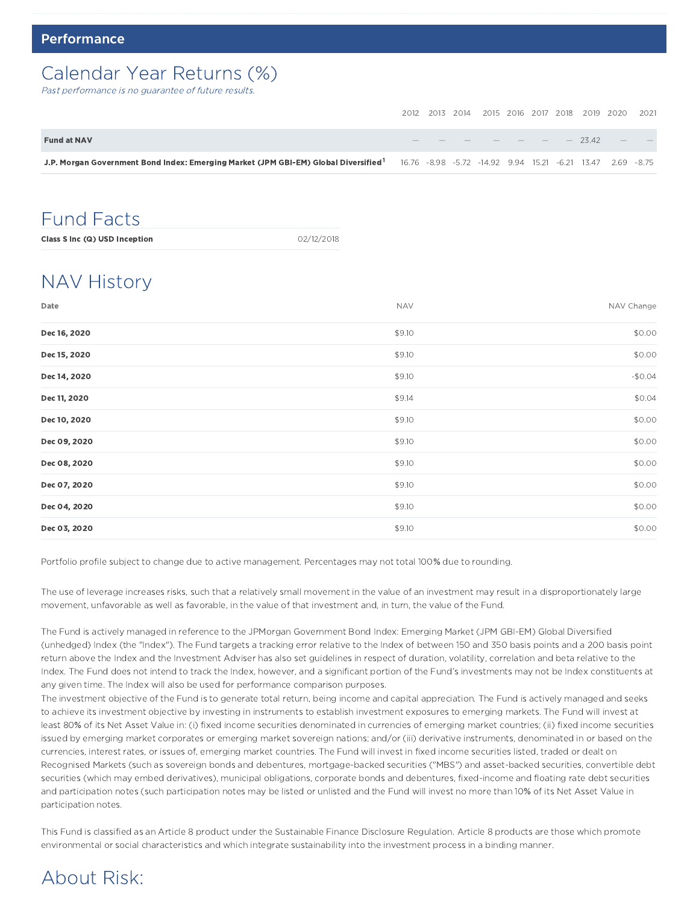## Performance

# Calendar Year Returns (%)

*Past performance is no guarantee of future results.*

| | 2012 | 2013 | 2014 | 2015 | 2016 | 2017 | 2018 | 2019 | 2020 | 2021 |
|---|---|---|---|---|---|---|---|---|---|---|
| **Fund at NAV** | — | — | — | — | — | — | — | 23.42 | — | — |
| **J.P. Morgan Government Bond Index: Emerging Market (JPM GBI-EM) Global Diversified[1]** | 16.76 | -8.98 | -5.72 | -14.92 | 9.94 | 15.21 | -6.21 | 13.47 | 2.69 | -8.75 |

# Fund Facts

| | |
|---|---|
| **Class S Inc (Q) USD Inception** | 02/12/2018 |

# NAV History

| Date | NAV | NAV Change |
|---|---|---|
| **Dec 16, 2020** | $9.10 | $0.00 |
| **Dec 15, 2020** | $9.10 | $0.00 |
| **Dec 14, 2020** | $9.10 | -$0.04 |
| **Dec 11, 2020** | $9.14 | $0.04 |
| **Dec 10, 2020** | $9.10 | $0.00 |
| **Dec 09, 2020** | $9.10 | $0.00 |
| **Dec 08, 2020** | $9.10 | $0.00 |
| **Dec 07, 2020** | $9.10 | $0.00 |
| **Dec 04, 2020** | $9.10 | $0.00 |
| **Dec 03, 2020** | $9.10 | $0.00 |

Portfolio profile subject to change due to active management. Percentages may not total 100% due to rounding.

The use of leverage increases risks, such that a relatively small movement in the value of an investment may result in a disproportionately large movement, unfavorable as well as favorable, in the value of that investment and, in turn, the value of the Fund.

The Fund is actively managed in reference to the JPMorgan Government Bond Index: Emerging Market (JPM GBI-EM) Global Diversified (unhedged) Index (the "Index"). The Fund targets a tracking error relative to the Index of between 150 and 350 basis points and a 200 basis point return above the Index and the Investment Adviser has also set guidelines in respect of duration, volatility, correlation and beta relative to the Index. The Fund does not intend to track the Index, however, and a significant portion of the Fund's investments may not be Index constituents at any given time. The Index will also be used for performance comparison purposes.
The investment objective of the Fund is to generate total return, being income and capital appreciation. The Fund is actively managed and seeks to achieve its investment objective by investing in instruments to establish investment exposures to emerging markets. The Fund will invest at least 80% of its Net Asset Value in: (i) fixed income securities denominated in currencies of emerging market countries; (ii) fixed income securities issued by emerging market corporates or emerging market sovereign nations; and/or (iii) derivative instruments, denominated in or based on the currencies, interest rates, or issues of, emerging market countries. The Fund will invest in fixed income securities listed, traded or dealt on Recognised Markets (such as sovereign bonds and debentures, mortgage-backed securities ("MBS") and asset-backed securities, convertible debt securities (which may embed derivatives), municipal obligations, corporate bonds and debentures, fixed-income and floating rate debt securities and participation notes (such participation notes may be listed or unlisted and the Fund will invest no more than 10% of its Net Asset Value in participation notes.

This Fund is classified as an Article 8 product under the Sustainable Finance Disclosure Regulation. Article 8 products are those which promote environmental or social characteristics and which integrate sustainability into the investment process in a binding manner.

# About Risk: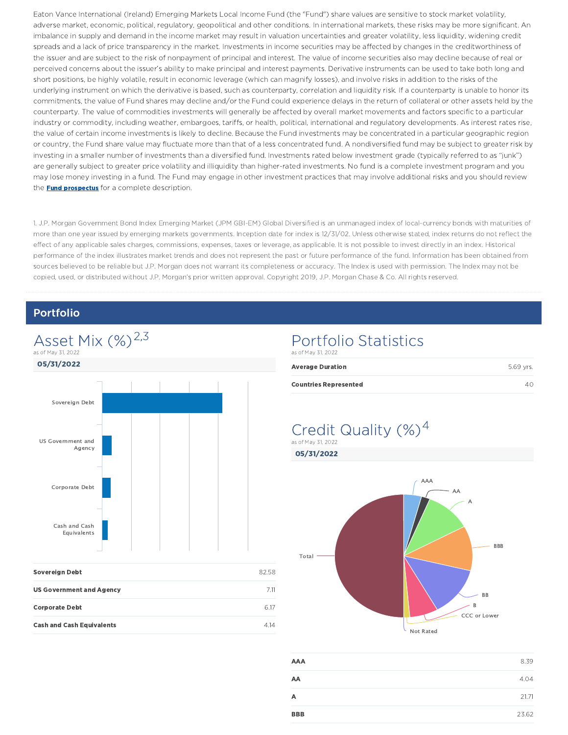Eaton Vance International (Ireland) Emerging Markets Local Income Fund (the "Fund") share values are sensitive to stock market volatility, adverse market, economic, political, regulatory, geopolitical and other conditions. In international markets, these risks may be more significant. An imbalance in supply and demand in the income market may result in valuation uncertainties and greater volatility, less liquidity, widening credit spreads and a lack of price transparency in the market. Investments in income securities may be affected by changes in the creditworthiness of the issuer and are subject to the risk of nonpayment of principal and interest. The value of income securities also may decline because of real or perceived concerns about the issuer's ability to make principal and interest payments. Derivative instruments can be used to take both long and short positions, be highly volatile, result in economic leverage (which can magnify losses), and involve risks in addition to the risks of the underlying instrument on which the derivative is based, such as counterparty, correlation and liquidity risk. If a counterparty is unable to honor its commitments, the value of Fund shares may decline and/or the Fund could experience delays in the return of collateral or other assets held by the counterparty. The value of commodities investments will generally be affected by overall market movements and factors specific to a particular industry or commodity, including weather, embargoes, tariffs, or health, political, international and regulatory developments. As interest rates rise, the value of certain income investments is likely to decline. Because the Fund investments may be concentrated in a particular geographic region or country, the Fund share value may fluctuate more than that of a less concentrated fund. A nondiversified fund may be subject to greater risk by investing in a smaller number of investments than a diversified fund. Investments rated below investment grade (typically referred to as "junk") are generally subject to greater price volatility and illiquidity than higher-rated investments. No fund is a complete investment program and you may lose money investing in a fund. The Fund may engage in other investment practices that may involve additional risks and you should review the **Fund prospectus** for a complete description.

1. J.P. Morgan Government Bond Index Emerging Market (JPM GBI-EM) Global Diversified is an unmanaged index of local-currency bonds with maturities of more than one year issued by emerging markets governments. Inception date for index is 12/31/02. Unless otherwise stated, index returns do not reflect the effect of any applicable sales charges, commissions, expenses, taxes or leverage, as applicable. It is not possible to invest directly in an index. Historical performance of the index illustrates market trends and does not represent the past or future performance of the fund. Information has been obtained from sources believed to be reliable but J.P. Morgan does not warrant its completeness or accuracy. The Index is used with permission. The Index may not be copied, used, or distributed without J.P. Morgan's prior written approval. Copyright 2019, J.P. Morgan Chase & Co. All rights reserved.

## Portfolio

### Asset Mix (%)[2,3]

as of May 31, 2022

**05/31/2022**

| Asset | % |
|---|---|
| **Sovereign Debt** | 82.58 |
| **US Government and Agency** | 7.11 |
| **Corporate Debt** | 6.17 |
| **Cash and Cash Equivalents** | 4.14 |

### Portfolio Statistics

as of May 31, 2022

| Statistic | Value |
|---|---|
| **Average Duration** | 5.69 yrs. |
| **Countries Represented** | 40 |

### Credit Quality (%)[4]

as of May 31, 2022

**05/31/2022**

| Rating | % |
|---|---|
| **AAA** | 8.39 |
| **AA** | 4.04 |
| **A** | 21.71 |
| **BBB** | 23.62 |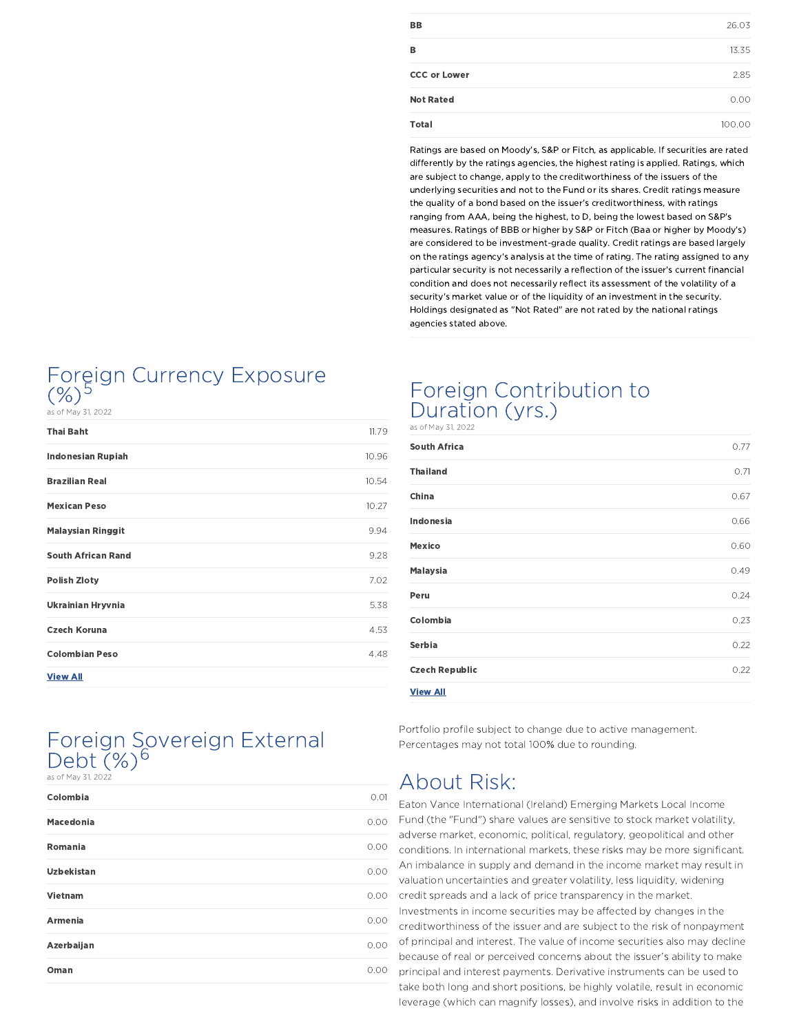| | |
|---|---|
| BB | 26.03 |
| B | 13.35 |
| CCC or Lower | 2.85 |
| Not Rated | 0.00 |
| Total | 100.00 |

Ratings are based on Moody's, S&P or Fitch, as applicable. If securities are rated differently by the ratings agencies, the highest rating is applied. Ratings, which are subject to change, apply to the creditworthiness of the issuers of the underlying securities and not to the Fund or its shares. Credit ratings measure the quality of a bond based on the issuer's creditworthiness, with ratings ranging from AAA, being the highest, to D, being the lowest based on S&P's measures. Ratings of BBB or higher by S&P or Fitch (Baa or higher by Moody's) are considered to be investment-grade quality. Credit ratings are based largely on the ratings agency's analysis at the time of rating. The rating assigned to any particular security is not necessarily a reflection of the issuer's current financial condition and does not necessarily reflect its assessment of the volatility of a security's market value or of the liquidity of an investment in the security. Holdings designated as "Not Rated" are not rated by the national ratings agencies stated above.

## Foreign Currency Exposure (%)[5]

as of May 31, 2022

| | |
|---|---|
| Thai Baht | 11.79 |
| Indonesian Rupiah | 10.96 |
| Brazilian Real | 10.54 |
| Mexican Peso | 10.27 |
| Malaysian Ringgit | 9.94 |
| South African Rand | 9.28 |
| Polish Zloty | 7.02 |
| Ukrainian Hryvnia | 5.38 |
| Czech Koruna | 4.53 |
| Colombian Peso | 4.48 |

View All

## Foreign Contribution to Duration (yrs.)

as of May 31, 2022

| | |
|---|---|
| South Africa | 0.77 |
| Thailand | 0.71 |
| China | 0.67 |
| Indonesia | 0.66 |
| Mexico | 0.60 |
| Malaysia | 0.49 |
| Peru | 0.24 |
| Colombia | 0.23 |
| Serbia | 0.22 |
| Czech Republic | 0.22 |

View All

## Foreign Sovereign External Debt (%)[6]

as of May 31, 2022

| | |
|---|---|
| Colombia | 0.01 |
| Macedonia | 0.00 |
| Romania | 0.00 |
| Uzbekistan | 0.00 |
| Vietnam | 0.00 |
| Armenia | 0.00 |
| Azerbaijan | 0.00 |
| Oman | 0.00 |

Portfolio profile subject to change due to active management. Percentages may not total 100% due to rounding.

## About Risk:

Eaton Vance International (Ireland) Emerging Markets Local Income Fund (the "Fund") share values are sensitive to stock market volatility, adverse market, economic, political, regulatory, geopolitical and other conditions. In international markets, these risks may be more significant. An imbalance in supply and demand in the income market may result in valuation uncertainties and greater volatility, less liquidity, widening credit spreads and a lack of price transparency in the market. Investments in income securities may be affected by changes in the creditworthiness of the issuer and are subject to the risk of nonpayment of principal and interest. The value of income securities also may decline because of real or perceived concerns about the issuer's ability to make principal and interest payments. Derivative instruments can be used to take both long and short positions, be highly volatile, result in economic leverage (which can magnify losses), and involve risks in addition to the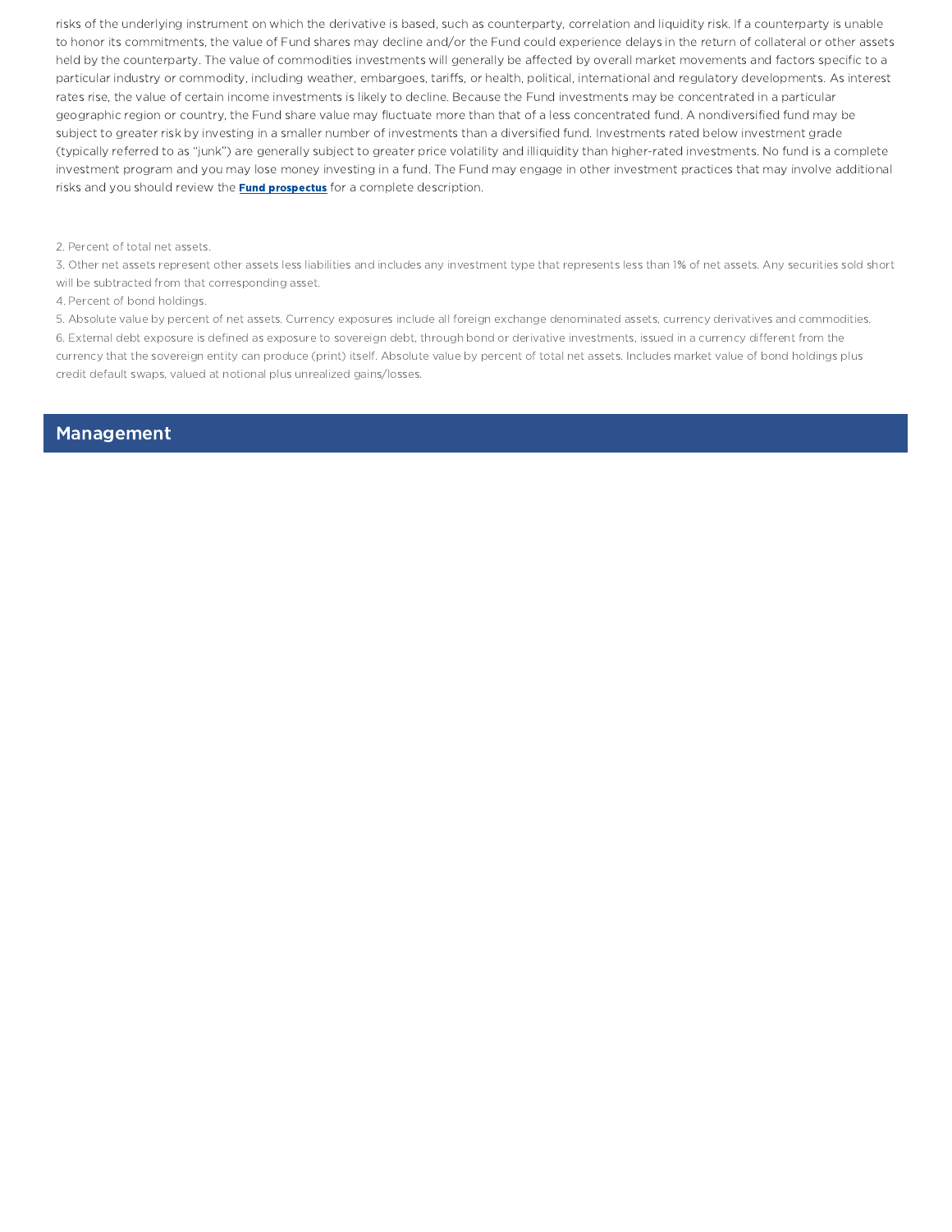risks of the underlying instrument on which the derivative is based, such as counterparty, correlation and liquidity risk. If a counterparty is unable to honor its commitments, the value of Fund shares may decline and/or the Fund could experience delays in the return of collateral or other assets held by the counterparty. The value of commodities investments will generally be affected by overall market movements and factors specific to a particular industry or commodity, including weather, embargoes, tariffs, or health, political, international and regulatory developments. As interest rates rise, the value of certain income investments is likely to decline. Because the Fund investments may be concentrated in a particular geographic region or country, the Fund share value may fluctuate more than that of a less concentrated fund. A nondiversified fund may be subject to greater risk by investing in a smaller number of investments than a diversified fund. Investments rated below investment grade (typically referred to as "junk") are generally subject to greater price volatility and illiquidity than higher-rated investments. No fund is a complete investment program and you may lose money investing in a fund. The Fund may engage in other investment practices that may involve additional risks and you should review the **Fund prospectus** for a complete description.

2. Percent of total net assets.

3. Other net assets represent other assets less liabilities and includes any investment type that represents less than 1% of net assets. Any securities sold short will be subtracted from that corresponding asset.

4. Percent of bond holdings.

5. Absolute value by percent of net assets. Currency exposures include all foreign exchange denominated assets, currency derivatives and commodities.

6. External debt exposure is defined as exposure to sovereign debt, through bond or derivative investments, issued in a currency different from the currency that the sovereign entity can produce (print) itself. Absolute value by percent of total net assets. Includes market value of bond holdings plus credit default swaps, valued at notional plus unrealized gains/losses.

## Management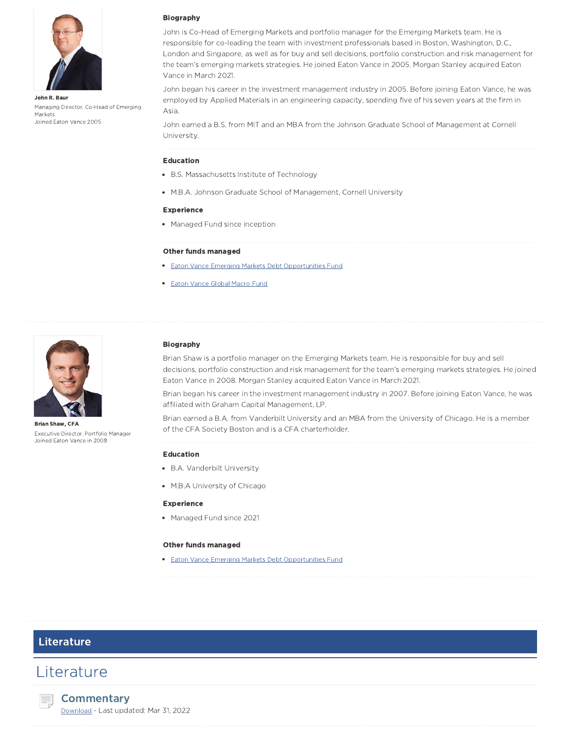**John R. Baur**

Managing Director, Co-Head of Emerging Markets

Joined Eaton Vance 2005

### Biography

John is Co-Head of Emerging Markets and portfolio manager for the Emerging Markets team. He is responsible for co-leading the team with investment professionals based in Boston, Washington, D.C., London and Singapore, as well as for buy and sell decisions, portfolio construction and risk management for the team's emerging markets strategies. He joined Eaton Vance in 2005. Morgan Stanley acquired Eaton Vance in March 2021.

John began his career in the investment management industry in 2005. Before joining Eaton Vance, he was employed by Applied Materials in an engineering capacity, spending five of his seven years at the firm in Asia.

John earned a B.S. from MIT and an MBA from the Johnson Graduate School of Management at Cornell University.

### Education

- B.S. Massachusetts Institute of Technology
- M.B.A. Johnson Graduate School of Management, Cornell University

### Experience

- Managed Fund since inception

### Other funds managed

- Eaton Vance Emerging Markets Debt Opportunities Fund
- Eaton Vance Global Macro Fund

**Brian Shaw, CFA**

Executive Director, Portfolio Manager

Joined Eaton Vance in 2008

### Biography

Brian Shaw is a portfolio manager on the Emerging Markets team. He is responsible for buy and sell decisions, portfolio construction and risk management for the team's emerging markets strategies. He joined Eaton Vance in 2008. Morgan Stanley acquired Eaton Vance in March 2021.

Brian began his career in the investment management industry in 2007. Before joining Eaton Vance, he was affiliated with Graham Capital Management, LP.

Brian earned a B.A. from Vanderbilt University and an MBA from the University of Chicago. He is a member of the CFA Society Boston and is a CFA charterholder.

### Education

- B.A. Vanderbilt University
- M.B.A University of Chicago

### Experience

- Managed Fund since 2021

### Other funds managed

- Eaton Vance Emerging Markets Debt Opportunities Fund

## Literature

# Literature

### Commentary

Download - Last updated: Mar 31, 2022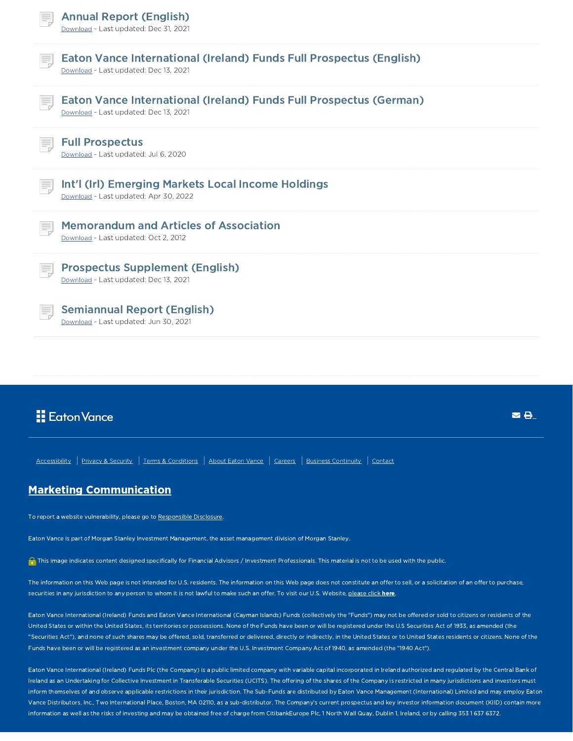### Annual Report (English)

Download - Last updated: Dec 31, 2021

### Eaton Vance International (Ireland) Funds Full Prospectus (English)

Download - Last updated: Dec 13, 2021

### Eaton Vance International (Ireland) Funds Full Prospectus (German)

Download - Last updated: Dec 13, 2021

### Full Prospectus

Download - Last updated: Jul 6, 2020

### Int'l (Irl) Emerging Markets Local Income Holdings

Download - Last updated: Apr 30, 2022

### Memorandum and Articles of Association

Download - Last updated: Oct 2, 2012

### Prospectus Supplement (English)

Download - Last updated: Dec 13, 2021

### Semiannual Report (English)

Download - Last updated: Jun 30, 2021

Eaton Vance

Accessibility | Privacy & Security | Terms & Conditions | About Eaton Vance | Careers | Business Continuity | Contact

## Marketing Communication

To report a website vulnerability, please go to Responsible Disclosure.

Eaton Vance is part of Morgan Stanley Investment Management, the asset management division of Morgan Stanley.

This image indicates content designed specifically for Financial Advisors / Investment Professionals. This material is not to be used with the public.

The information on this Web page is not intended for U.S. residents. The information on this Web page does not constitute an offer to sell, or a solicitation of an offer to purchase, securities in any jurisdiction to any person to whom it is not lawful to make such an offer. To visit our U.S. Website, please click **here**.

Eaton Vance International (Ireland) Funds and Eaton Vance International (Cayman Islands) Funds (collectively the "Funds") may not be offered or sold to citizens or residents of the United States or within the United States, its territories or possessions. None of the Funds have been or will be registered under the U.S Securities Act of 1933, as amended (the "Securities Act"), and none of such shares may be offered, sold, transferred or delivered, directly or indirectly, in the United States or to United States residents or citizens. None of the Funds have been or will be registered as an investment company under the U.S. Investment Company Act of 1940, as amended (the "1940 Act").

Eaton Vance International (Ireland) Funds Plc (the Company) is a public limited company with variable capital incorporated in Ireland authorized and regulated by the Central Bank of Ireland as an Undertaking for Collective Investment in Transferable Securities (UCITS). The offering of the shares of the Company is restricted in many jurisdictions and investors must inform themselves of and observe applicable restrictions in their jurisdiction. The Sub-Funds are distributed by Eaton Vance Management (International) Limited and may employ Eaton Vance Distributors, Inc., Two International Place, Boston, MA 02110, as a sub-distributor. The Company's current prospectus and key investor information document (KIID) contain more information as well as the risks of investing and may be obtained free of charge from CitibankEurope Plc, 1 North Wall Quay, Dublin 1, Ireland, or by calling 353 1 637 6372.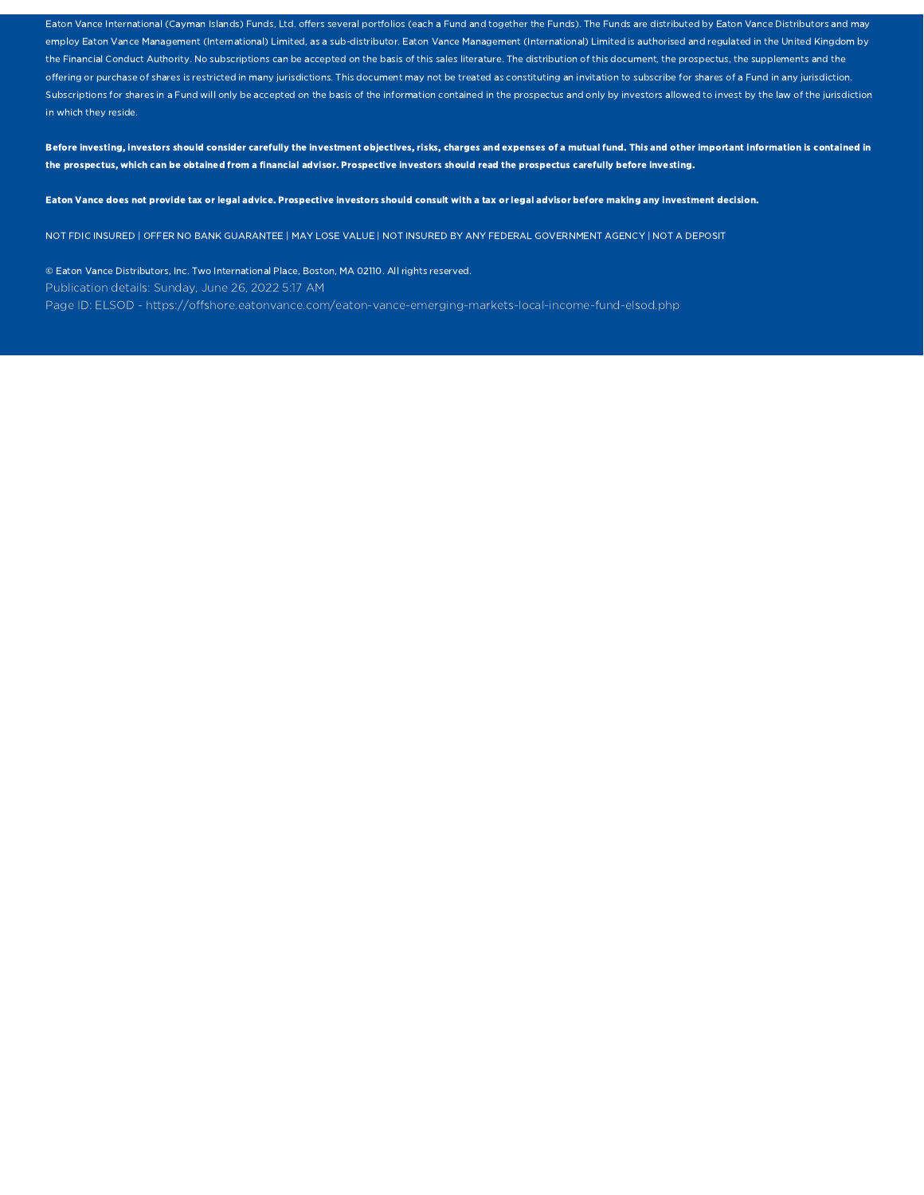Eaton Vance International (Cayman Islands) Funds, Ltd. offers several portfolios (each a Fund and together the Funds). The Funds are distributed by Eaton Vance Distributors and may employ Eaton Vance Management (International) Limited, as a sub-distributor. Eaton Vance Management (International) Limited is authorised and regulated in the United Kingdom by the Financial Conduct Authority. No subscriptions can be accepted on the basis of this sales literature. The distribution of this document, the prospectus, the supplements and the offering or purchase of shares is restricted in many jurisdictions. This document may not be treated as constituting an invitation to subscribe for shares of a Fund in any jurisdiction. Subscriptions for shares in a Fund will only be accepted on the basis of the information contained in the prospectus and only by investors allowed to invest by the law of the jurisdiction in which they reside.

**Before investing, investors should consider carefully the investment objectives, risks, charges and expenses of a mutual fund. This and other important information is contained in the prospectus, which can be obtained from a financial advisor. Prospective investors should read the prospectus carefully before investing.**

**Eaton Vance does not provide tax or legal advice. Prospective investors should consult with a tax or legal advisor before making any investment decision.**

NOT FDIC INSURED | OFFER NO BANK GUARANTEE | MAY LOSE VALUE | NOT INSURED BY ANY FEDERAL GOVERNMENT AGENCY | NOT A DEPOSIT

© Eaton Vance Distributors, Inc. Two International Place, Boston, MA 02110. All rights reserved.

Publication details: Sunday, June 26, 2022 5:17 AM

Page ID: ELSOD - https://offshore.eatonvance.com/eaton-vance-emerging-markets-local-income-fund-elsod.php